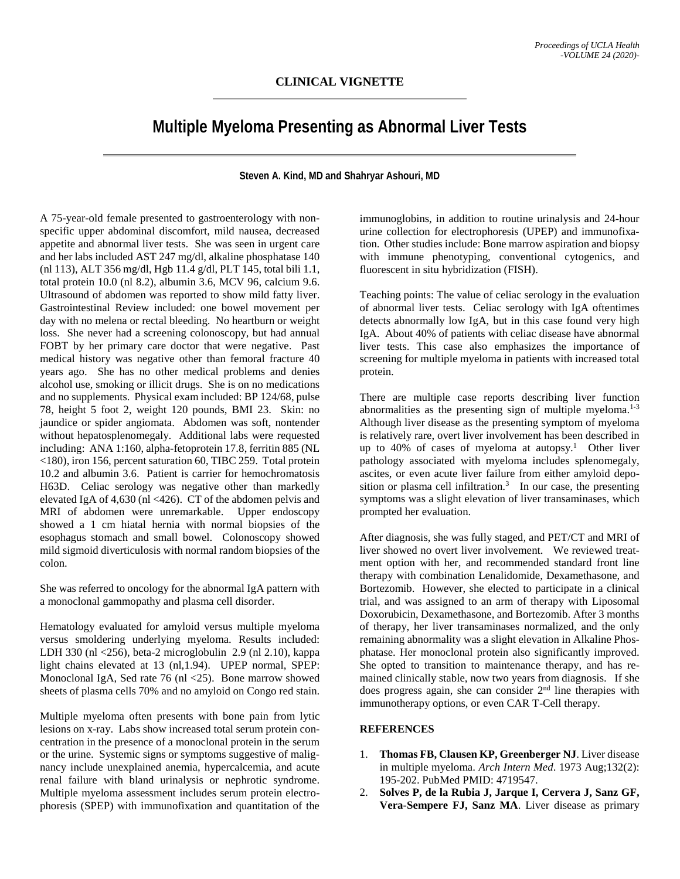**CLINICAL VIGNETTE**

# Multiple Myeloma Presenting as Abnormal Liver Tests

**Steven A. Kind, MD and Shahryar Ashouri, MD**

A 75-year-old female presented to gastroenterology with non-specific upper abdominal discomfort, mild nausea, decreased appetite and abnormal liver tests. She was seen in urgent care and her labs included AST 247 mg/dl, alkaline phosphatase 140 (nl 113), ALT 356 mg/dl, Hgb 11.4 g/dl, PLT 145, total bili 1.1, total protein 10.0 (nl 8.2), albumin 3.6, MCV 96, calcium 9.6. Ultrasound of abdomen was reported to show mild fatty liver. Gastrointestinal Review included: one bowel movement per day with no melena or rectal bleeding. No heartburn or weight loss. She never had a screening colonoscopy, but had annual FOBT by her primary care doctor that were negative. Past medical history was negative other than femoral fracture 40 years ago. She has no other medical problems and denies alcohol use, smoking or illicit drugs. She is on no medications and no supplements. Physical exam included: BP 124/68, pulse 78, height 5 foot 2, weight 120 pounds, BMI 23. Skin: no jaundice or spider angiomata. Abdomen was soft, nontender without hepatosplenomegaly. Additional labs were requested including: ANA 1:160, alpha-fetoprotein 17.8, ferritin 885 (NL <180), iron 156, percent saturation 60, TIBC 259. Total protein 10.2 and albumin 3.6. Patient is carrier for hemochromatosis H63D. Celiac serology was negative other than markedly elevated IgA of 4,630 (nl <426). CT of the abdomen pelvis and MRI of abdomen were unremarkable. Upper endoscopy showed a 1 cm hiatal hernia with normal biopsies of the esophagus stomach and small bowel. Colonoscopy showed mild sigmoid diverticulosis with normal random biopsies of the colon.

She was referred to oncology for the abnormal IgA pattern with a monoclonal gammopathy and plasma cell disorder.

Hematology evaluated for amyloid versus multiple myeloma versus smoldering underlying myeloma. Results included: LDH 330 (nl <256), beta-2 microglobulin 2.9 (nl 2.10), kappa light chains elevated at 13 (nl,1.94). UPEP normal, SPEP: Monoclonal IgA, Sed rate 76 (nl <25). Bone marrow showed sheets of plasma cells 70% and no amyloid on Congo red stain.

Multiple myeloma often presents with bone pain from lytic lesions on x-ray. Labs show increased total serum protein concentration in the presence of a monoclonal protein in the serum or the urine. Systemic signs or symptoms suggestive of malignancy include unexplained anemia, hypercalcemia, and acute renal failure with bland urinalysis or nephrotic syndrome. Multiple myeloma assessment includes serum protein electrophoresis (SPEP) with immunofixation and quantitation of the immunoglobins, in addition to routine urinalysis and 24-hour urine collection for electrophoresis (UPEP) and immunofixation. Other studies include: Bone marrow aspiration and biopsy with immune phenotyping, conventional cytogenics, and fluorescent in situ hybridization (FISH).

Teaching points: The value of celiac serology in the evaluation of abnormal liver tests. Celiac serology with IgA oftentimes detects abnormally low IgA, but in this case found very high IgA. About 40% of patients with celiac disease have abnormal liver tests. This case also emphasizes the importance of screening for multiple myeloma in patients with increased total protein.

There are multiple case reports describing liver function abnormalities as the presenting sign of multiple myeloma.[1-3] Although liver disease as the presenting symptom of myeloma is relatively rare, overt liver involvement has been described in up to 40% of cases of myeloma at autopsy.[1] Other liver pathology associated with myeloma includes splenomegaly, ascites, or even acute liver failure from either amyloid deposition or plasma cell infiltration.[3] In our case, the presenting symptoms was a slight elevation of liver transaminases, which prompted her evaluation.

After diagnosis, she was fully staged, and PET/CT and MRI of liver showed no overt liver involvement. We reviewed treatment option with her, and recommended standard front line therapy with combination Lenalidomide, Dexamethasone, and Bortezomib. However, she elected to participate in a clinical trial, and was assigned to an arm of therapy with Liposomal Doxorubicin, Dexamethasone, and Bortezomib. After 3 months of therapy, her liver transaminases normalized, and the only remaining abnormality was a slight elevation in Alkaline Phosphatase. Her monoclonal protein also significantly improved. She opted to transition to maintenance therapy, and has remained clinically stable, now two years from diagnosis. If she does progress again, she can consider 2nd line therapies with immunotherapy options, or even CAR T-Cell therapy.

## REFERENCES

1. **Thomas FB, Clausen KP, Greenberger NJ**. Liver disease in multiple myeloma. *Arch Intern Med*. 1973 Aug;132(2): 195-202. PubMed PMID: 4719547.
2. **Solves P, de la Rubia J, Jarque I, Cervera J, Sanz GF, Vera-Sempere FJ, Sanz MA**. Liver disease as primary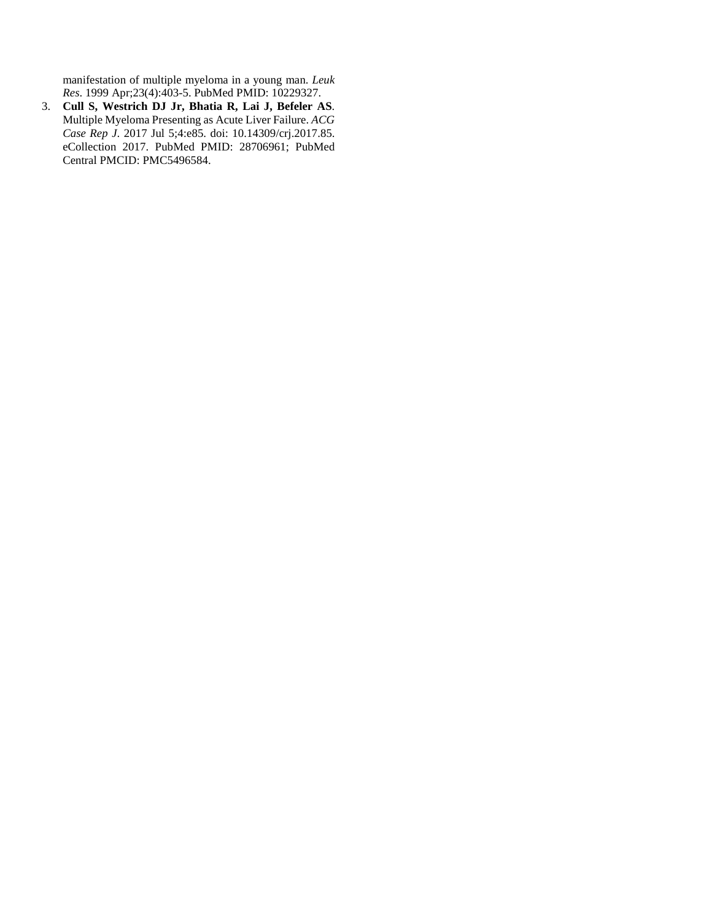manifestation of multiple myeloma in a young man. *Leuk Res*. 1999 Apr;23(4):403-5. PubMed PMID: 10229327.

3. **Cull S, Westrich DJ Jr, Bhatia R, Lai J, Befeler AS**. Multiple Myeloma Presenting as Acute Liver Failure. *ACG Case Rep J*. 2017 Jul 5;4:e85. doi: 10.14309/crj.2017.85. eCollection 2017. PubMed PMID: 28706961; PubMed Central PMCID: PMC5496584.